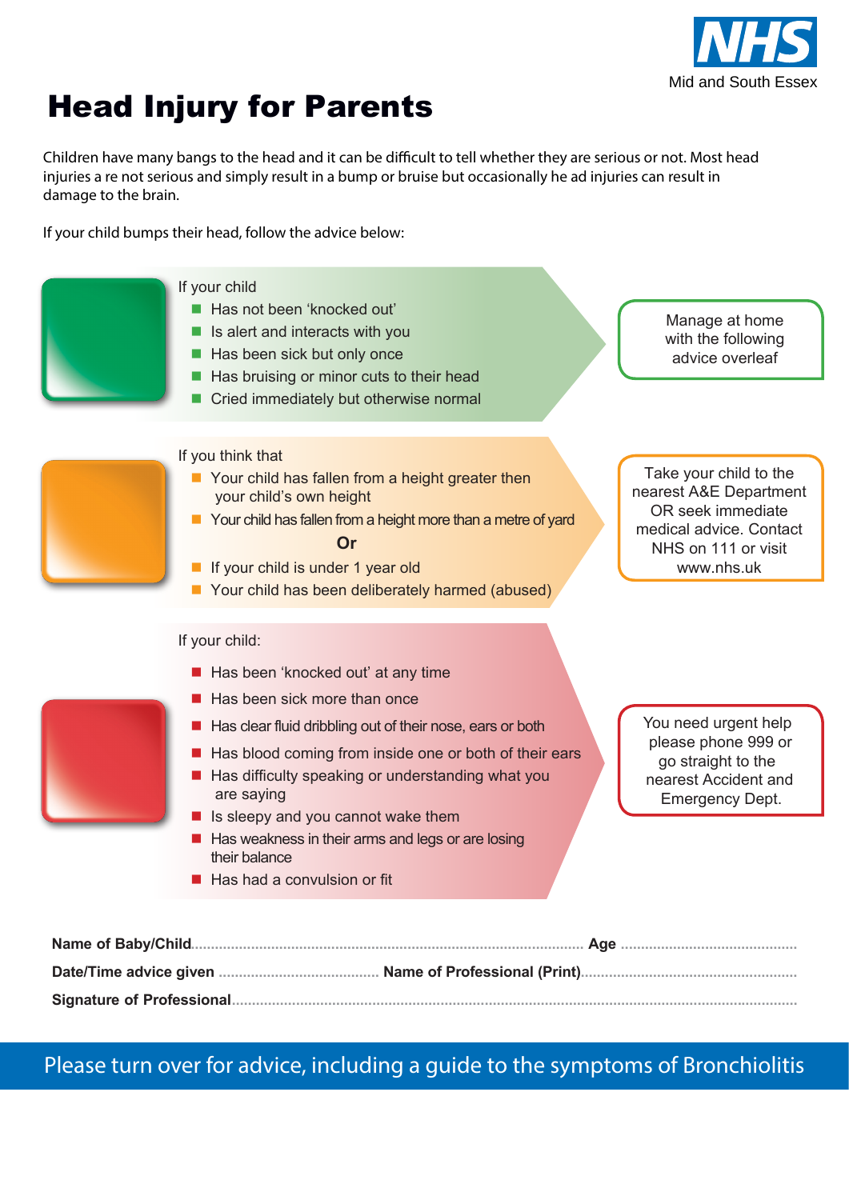NHS
Mid and South Essex

# Head Injury for Parents

Children have many bangs to the head and it can be difficult to tell whether they are serious or not. Most head injuries a re not serious and simply result in a bump or bruise but occasionally he ad injuries can result in damage to the brain.

If your child bumps their head, follow the advice below:

If your child

- Has not been 'knocked out'
- Is alert and interacts with you
- Has been sick but only once
- Has bruising or minor cuts to their head
- Cried immediately but otherwise normal

Manage at home with the following advice overleaf

If you think that

- Your child has fallen from a height greater then your child's own height
- Your child has fallen from a height more than a metre of yard

**Or**

- If your child is under 1 year old
- Your child has been deliberately harmed (abused)

Take your child to the nearest A&E Department OR seek immediate medical advice. Contact NHS on 111 or visit www.nhs.uk

If your child:

- Has been 'knocked out' at any time
- Has been sick more than once
- Has clear fluid dribbling out of their nose, ears or both
- Has blood coming from inside one or both of their ears
- Has difficulty speaking or understanding what you are saying
- Is sleepy and you cannot wake them
- Has weakness in their arms and legs or are losing their balance
- Has had a convulsion or fit

You need urgent help please phone 999 or go straight to the nearest Accident and Emergency Dept.

**Name of Baby/Child**.............................................................................................. **Age** ..........................................

**Date/Time advice given** ........................................ **Name of Professional (Print)**....................................................

**Signature of Professional**........................................................................................................................................

Please turn over for advice, including a guide to the symptoms of Bronchiolitis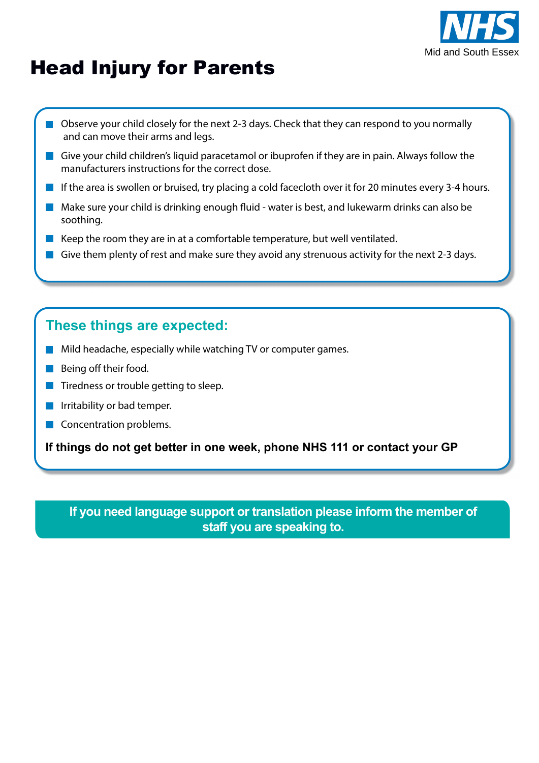NHS
Mid and South Essex

# Head Injury for Parents

- Observe your child closely for the next 2-3 days. Check that they can respond to you normally and can move their arms and legs.
- Give your child children's liquid paracetamol or ibuprofen if they are in pain. Always follow the manufacturers instructions for the correct dose.
- If the area is swollen or bruised, try placing a cold facecloth over it for 20 minutes every 3-4 hours.
- Make sure your child is drinking enough fluid - water is best, and lukewarm drinks can also be soothing.
- Keep the room they are in at a comfortable temperature, but well ventilated.
- Give them plenty of rest and make sure they avoid any strenuous activity for the next 2-3 days.

## These things are expected:

- Mild headache, especially while watching TV or computer games.
- Being off their food.
- Tiredness or trouble getting to sleep.
- Irritability or bad temper.
- Concentration problems.

**If things do not get better in one week, phone NHS 111 or contact your GP**

**If you need language support or translation please inform the member of staff you are speaking to.**